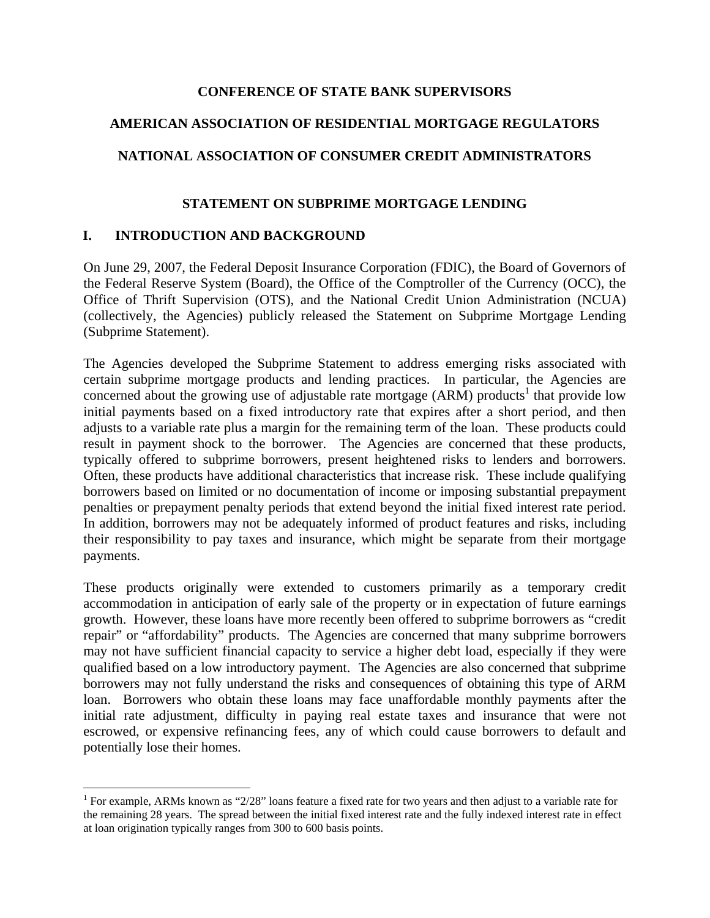**CONFERENCE OF STATE BANK SUPERVISORS**

**AMERICAN ASSOCIATION OF RESIDENTIAL MORTGAGE REGULATORS**

**NATIONAL ASSOCIATION OF CONSUMER CREDIT ADMINISTRATORS**

# STATEMENT ON SUBPRIME MORTGAGE LENDING

## I. INTRODUCTION AND BACKGROUND

On June 29, 2007, the Federal Deposit Insurance Corporation (FDIC), the Board of Governors of the Federal Reserve System (Board), the Office of the Comptroller of the Currency (OCC), the Office of Thrift Supervision (OTS), and the National Credit Union Administration (NCUA) (collectively, the Agencies) publicly released the Statement on Subprime Mortgage Lending (Subprime Statement).

The Agencies developed the Subprime Statement to address emerging risks associated with certain subprime mortgage products and lending practices. In particular, the Agencies are concerned about the growing use of adjustable rate mortgage (ARM) products[1] that provide low initial payments based on a fixed introductory rate that expires after a short period, and then adjusts to a variable rate plus a margin for the remaining term of the loan. These products could result in payment shock to the borrower. The Agencies are concerned that these products, typically offered to subprime borrowers, present heightened risks to lenders and borrowers. Often, these products have additional characteristics that increase risk. These include qualifying borrowers based on limited or no documentation of income or imposing substantial prepayment penalties or prepayment penalty periods that extend beyond the initial fixed interest rate period. In addition, borrowers may not be adequately informed of product features and risks, including their responsibility to pay taxes and insurance, which might be separate from their mortgage payments.

These products originally were extended to customers primarily as a temporary credit accommodation in anticipation of early sale of the property or in expectation of future earnings growth. However, these loans have more recently been offered to subprime borrowers as "credit repair" or "affordability" products. The Agencies are concerned that many subprime borrowers may not have sufficient financial capacity to service a higher debt load, especially if they were qualified based on a low introductory payment. The Agencies are also concerned that subprime borrowers may not fully understand the risks and consequences of obtaining this type of ARM loan. Borrowers who obtain these loans may face unaffordable monthly payments after the initial rate adjustment, difficulty in paying real estate taxes and insurance that were not escrowed, or expensive refinancing fees, any of which could cause borrowers to default and potentially lose their homes.

[1] For example, ARMs known as "2/28" loans feature a fixed rate for two years and then adjust to a variable rate for the remaining 28 years. The spread between the initial fixed interest rate and the fully indexed interest rate in effect at loan origination typically ranges from 300 to 600 basis points.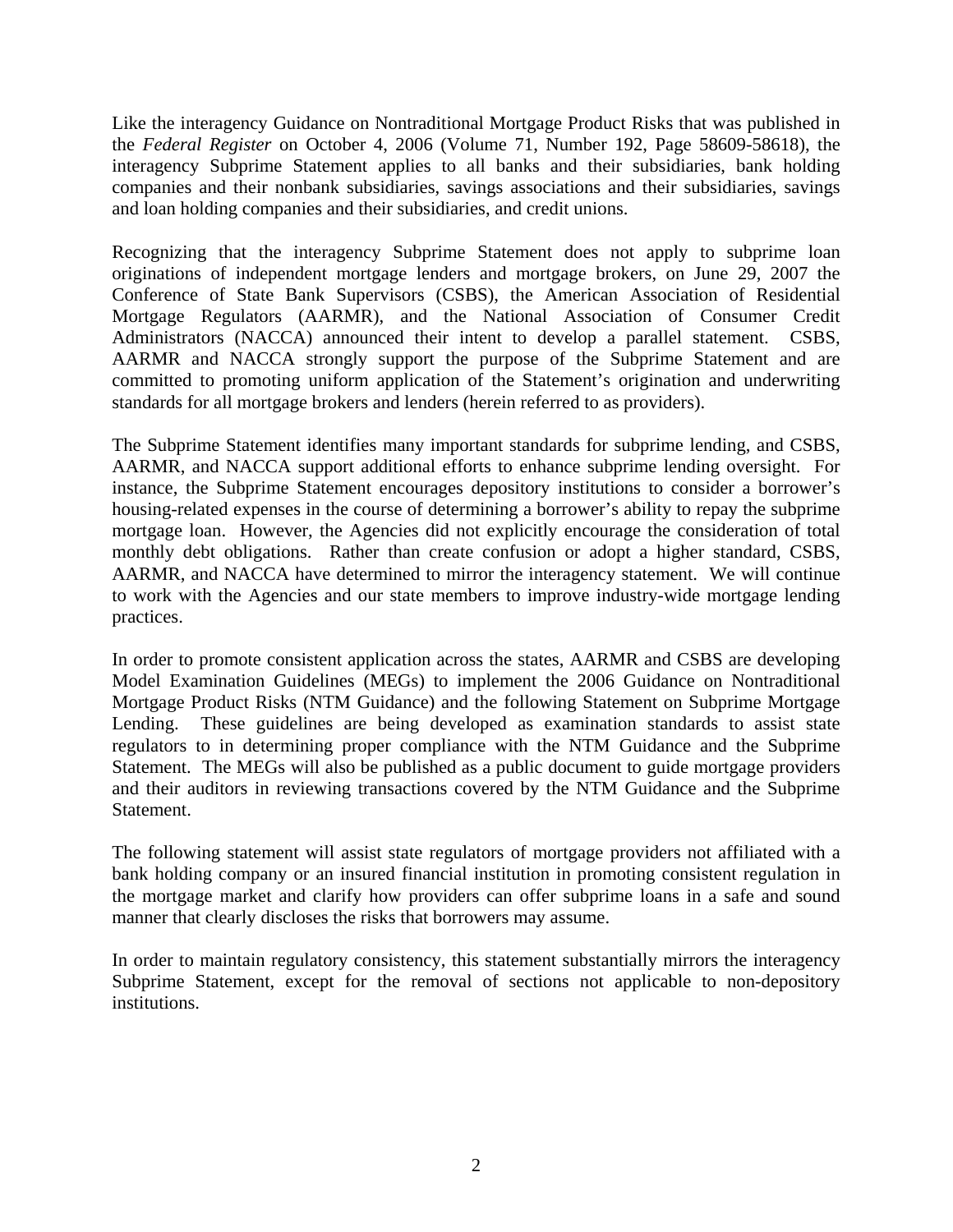Like the interagency Guidance on Nontraditional Mortgage Product Risks that was published in the *Federal Register* on October 4, 2006 (Volume 71, Number 192, Page 58609-58618), the interagency Subprime Statement applies to all banks and their subsidiaries, bank holding companies and their nonbank subsidiaries, savings associations and their subsidiaries, savings and loan holding companies and their subsidiaries, and credit unions.

Recognizing that the interagency Subprime Statement does not apply to subprime loan originations of independent mortgage lenders and mortgage brokers, on June 29, 2007 the Conference of State Bank Supervisors (CSBS), the American Association of Residential Mortgage Regulators (AARMR), and the National Association of Consumer Credit Administrators (NACCA) announced their intent to develop a parallel statement. CSBS, AARMR and NACCA strongly support the purpose of the Subprime Statement and are committed to promoting uniform application of the Statement's origination and underwriting standards for all mortgage brokers and lenders (herein referred to as providers).

The Subprime Statement identifies many important standards for subprime lending, and CSBS, AARMR, and NACCA support additional efforts to enhance subprime lending oversight. For instance, the Subprime Statement encourages depository institutions to consider a borrower's housing-related expenses in the course of determining a borrower's ability to repay the subprime mortgage loan. However, the Agencies did not explicitly encourage the consideration of total monthly debt obligations. Rather than create confusion or adopt a higher standard, CSBS, AARMR, and NACCA have determined to mirror the interagency statement. We will continue to work with the Agencies and our state members to improve industry-wide mortgage lending practices.

In order to promote consistent application across the states, AARMR and CSBS are developing Model Examination Guidelines (MEGs) to implement the 2006 Guidance on Nontraditional Mortgage Product Risks (NTM Guidance) and the following Statement on Subprime Mortgage Lending. These guidelines are being developed as examination standards to assist state regulators to in determining proper compliance with the NTM Guidance and the Subprime Statement. The MEGs will also be published as a public document to guide mortgage providers and their auditors in reviewing transactions covered by the NTM Guidance and the Subprime Statement.

The following statement will assist state regulators of mortgage providers not affiliated with a bank holding company or an insured financial institution in promoting consistent regulation in the mortgage market and clarify how providers can offer subprime loans in a safe and sound manner that clearly discloses the risks that borrowers may assume.

In order to maintain regulatory consistency, this statement substantially mirrors the interagency Subprime Statement, except for the removal of sections not applicable to non-depository institutions.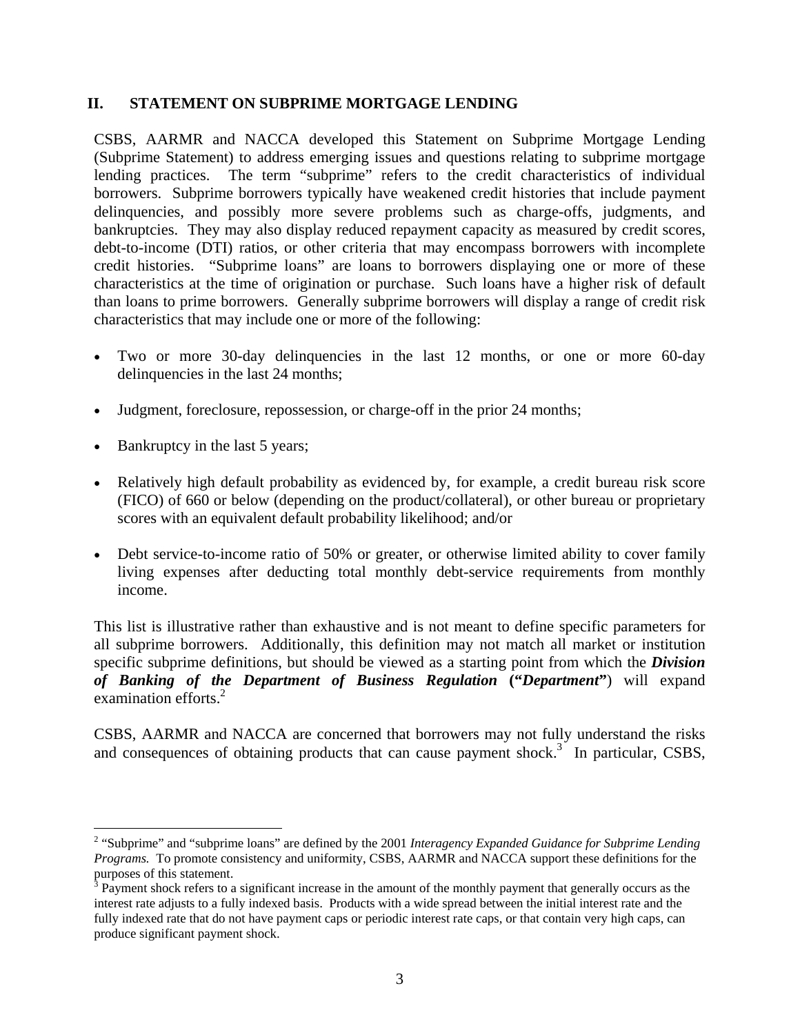## II. STATEMENT ON SUBPRIME MORTGAGE LENDING

CSBS, AARMR and NACCA developed this Statement on Subprime Mortgage Lending (Subprime Statement) to address emerging issues and questions relating to subprime mortgage lending practices. The term "subprime" refers to the credit characteristics of individual borrowers. Subprime borrowers typically have weakened credit histories that include payment delinquencies, and possibly more severe problems such as charge-offs, judgments, and bankruptcies. They may also display reduced repayment capacity as measured by credit scores, debt-to-income (DTI) ratios, or other criteria that may encompass borrowers with incomplete credit histories. "Subprime loans" are loans to borrowers displaying one or more of these characteristics at the time of origination or purchase. Such loans have a higher risk of default than loans to prime borrowers. Generally subprime borrowers will display a range of credit risk characteristics that may include one or more of the following:

- Two or more 30-day delinquencies in the last 12 months, or one or more 60-day delinquencies in the last 24 months;
- Judgment, foreclosure, repossession, or charge-off in the prior 24 months;
- Bankruptcy in the last 5 years;
- Relatively high default probability as evidenced by, for example, a credit bureau risk score (FICO) of 660 or below (depending on the product/collateral), or other bureau or proprietary scores with an equivalent default probability likelihood; and/or
- Debt service-to-income ratio of 50% or greater, or otherwise limited ability to cover family living expenses after deducting total monthly debt-service requirements from monthly income.

This list is illustrative rather than exhaustive and is not meant to define specific parameters for all subprime borrowers. Additionally, this definition may not match all market or institution specific subprime definitions, but should be viewed as a starting point from which the ***Division of Banking of the Department of Business Regulation*** **("*Department*")** will expand examination efforts.[2]

CSBS, AARMR and NACCA are concerned that borrowers may not fully understand the risks and consequences of obtaining products that can cause payment shock.[3] In particular, CSBS,

---

[2] "Subprime" and "subprime loans" are defined by the 2001 *Interagency Expanded Guidance for Subprime Lending Programs.* To promote consistency and uniformity, CSBS, AARMR and NACCA support these definitions for the purposes of this statement.

[3] Payment shock refers to a significant increase in the amount of the monthly payment that generally occurs as the interest rate adjusts to a fully indexed basis. Products with a wide spread between the initial interest rate and the fully indexed rate that do not have payment caps or periodic interest rate caps, or that contain very high caps, can produce significant payment shock.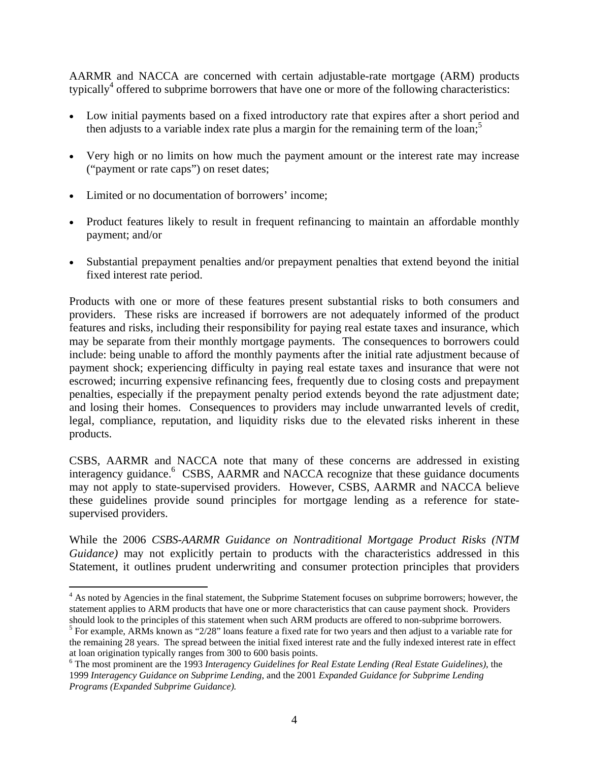AARMR and NACCA are concerned with certain adjustable-rate mortgage (ARM) products typically[4] offered to subprime borrowers that have one or more of the following characteristics:

- Low initial payments based on a fixed introductory rate that expires after a short period and then adjusts to a variable index rate plus a margin for the remaining term of the loan;[5]
- Very high or no limits on how much the payment amount or the interest rate may increase ("payment or rate caps") on reset dates;
- Limited or no documentation of borrowers' income;
- Product features likely to result in frequent refinancing to maintain an affordable monthly payment; and/or
- Substantial prepayment penalties and/or prepayment penalties that extend beyond the initial fixed interest rate period.

Products with one or more of these features present substantial risks to both consumers and providers. These risks are increased if borrowers are not adequately informed of the product features and risks, including their responsibility for paying real estate taxes and insurance, which may be separate from their monthly mortgage payments. The consequences to borrowers could include: being unable to afford the monthly payments after the initial rate adjustment because of payment shock; experiencing difficulty in paying real estate taxes and insurance that were not escrowed; incurring expensive refinancing fees, frequently due to closing costs and prepayment penalties, especially if the prepayment penalty period extends beyond the rate adjustment date; and losing their homes. Consequences to providers may include unwarranted levels of credit, legal, compliance, reputation, and liquidity risks due to the elevated risks inherent in these products.

CSBS, AARMR and NACCA note that many of these concerns are addressed in existing interagency guidance.[6] CSBS, AARMR and NACCA recognize that these guidance documents may not apply to state-supervised providers. However, CSBS, AARMR and NACCA believe these guidelines provide sound principles for mortgage lending as a reference for state-supervised providers.

While the 2006 *CSBS-AARMR Guidance on Nontraditional Mortgage Product Risks (NTM Guidance)* may not explicitly pertain to products with the characteristics addressed in this Statement, it outlines prudent underwriting and consumer protection principles that providers

---

[4] As noted by Agencies in the final statement, the Subprime Statement focuses on subprime borrowers; however, the statement applies to ARM products that have one or more characteristics that can cause payment shock. Providers should look to the principles of this statement when such ARM products are offered to non-subprime borrowers.

[5] For example, ARMs known as "2/28" loans feature a fixed rate for two years and then adjust to a variable rate for the remaining 28 years. The spread between the initial fixed interest rate and the fully indexed interest rate in effect at loan origination typically ranges from 300 to 600 basis points.

[6] The most prominent are the 1993 *Interagency Guidelines for Real Estate Lending (Real Estate Guidelines)*, the 1999 *Interagency Guidance on Subprime Lending*, and the 2001 *Expanded Guidance for Subprime Lending Programs (Expanded Subprime Guidance).*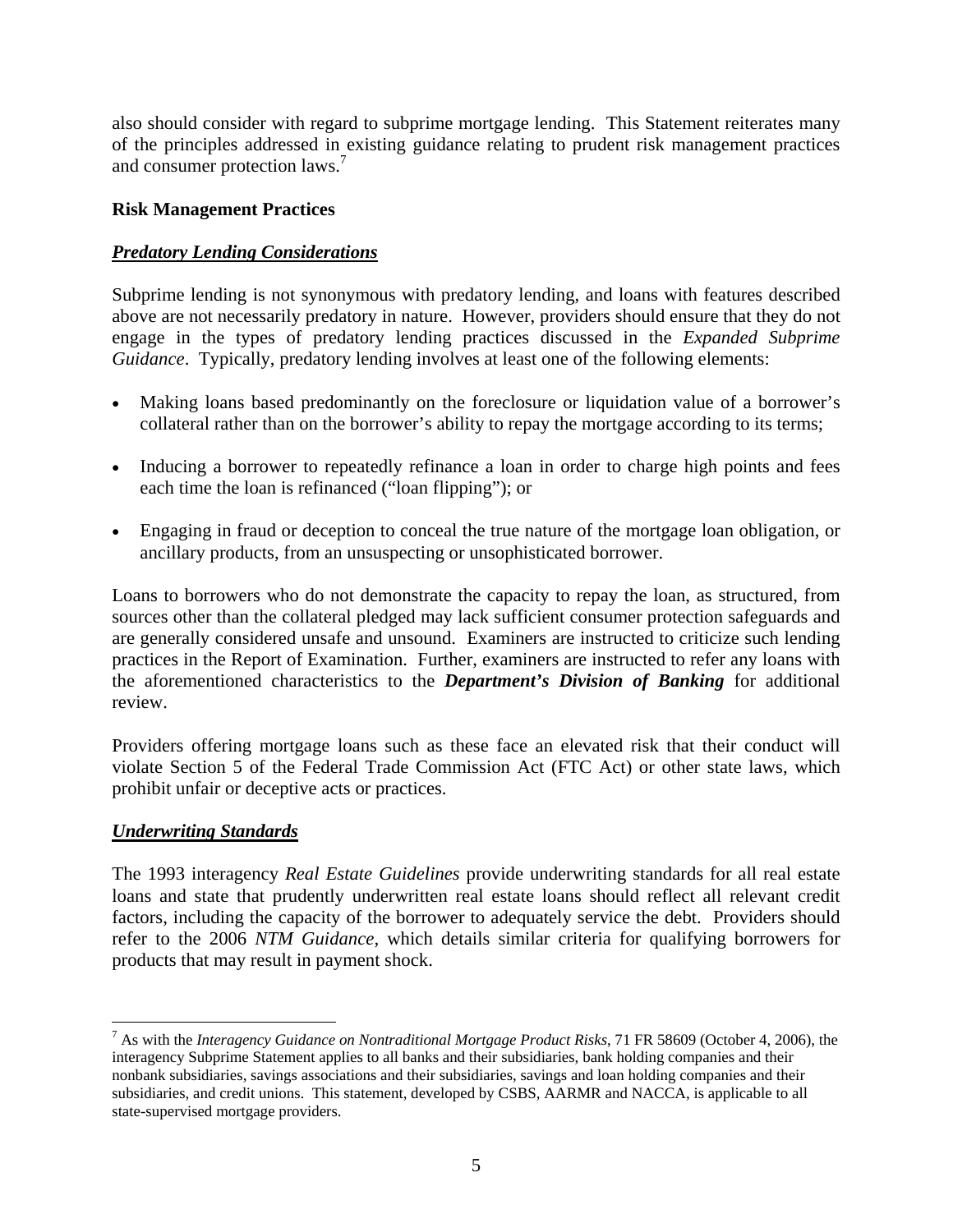also should consider with regard to subprime mortgage lending. This Statement reiterates many of the principles addressed in existing guidance relating to prudent risk management practices and consumer protection laws.[7]

**Risk Management Practices**

***Predatory Lending Considerations***

Subprime lending is not synonymous with predatory lending, and loans with features described above are not necessarily predatory in nature. However, providers should ensure that they do not engage in the types of predatory lending practices discussed in the *Expanded Subprime Guidance*. Typically, predatory lending involves at least one of the following elements:

- Making loans based predominantly on the foreclosure or liquidation value of a borrower's collateral rather than on the borrower's ability to repay the mortgage according to its terms;
- Inducing a borrower to repeatedly refinance a loan in order to charge high points and fees each time the loan is refinanced ("loan flipping"); or
- Engaging in fraud or deception to conceal the true nature of the mortgage loan obligation, or ancillary products, from an unsuspecting or unsophisticated borrower.

Loans to borrowers who do not demonstrate the capacity to repay the loan, as structured, from sources other than the collateral pledged may lack sufficient consumer protection safeguards and are generally considered unsafe and unsound. Examiners are instructed to criticize such lending practices in the Report of Examination. Further, examiners are instructed to refer any loans with the aforementioned characteristics to the ***Department's Division of Banking*** for additional review.

Providers offering mortgage loans such as these face an elevated risk that their conduct will violate Section 5 of the Federal Trade Commission Act (FTC Act) or other state laws, which prohibit unfair or deceptive acts or practices.

***Underwriting Standards***

The 1993 interagency *Real Estate Guidelines* provide underwriting standards for all real estate loans and state that prudently underwritten real estate loans should reflect all relevant credit factors, including the capacity of the borrower to adequately service the debt. Providers should refer to the 2006 *NTM Guidance*, which details similar criteria for qualifying borrowers for products that may result in payment shock.

---

[7] As with the *Interagency Guidance on Nontraditional Mortgage Product Risks*, 71 FR 58609 (October 4, 2006), the interagency Subprime Statement applies to all banks and their subsidiaries, bank holding companies and their nonbank subsidiaries, savings associations and their subsidiaries, savings and loan holding companies and their subsidiaries, and credit unions. This statement, developed by CSBS, AARMR and NACCA, is applicable to all state-supervised mortgage providers.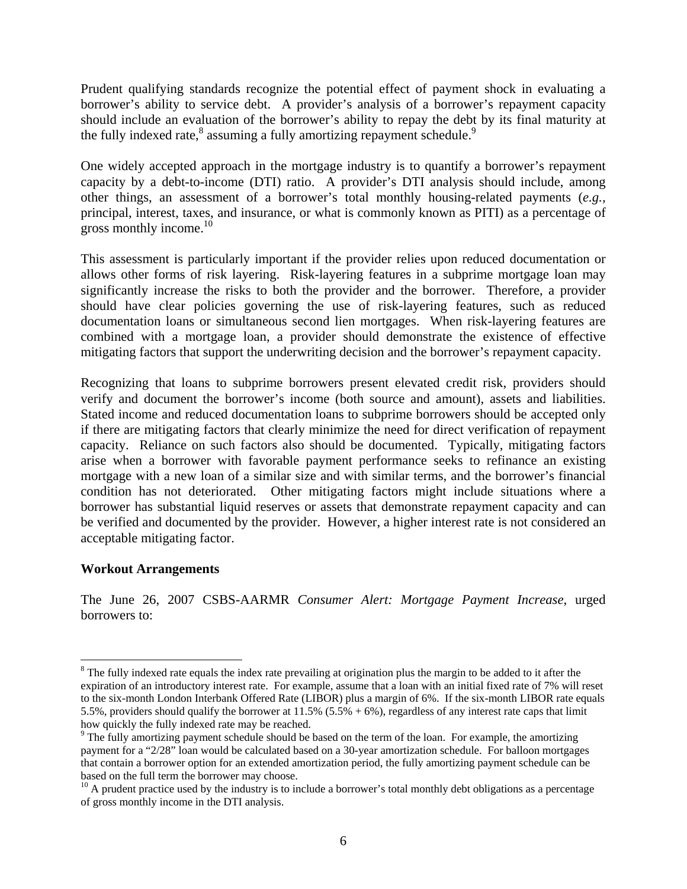Prudent qualifying standards recognize the potential effect of payment shock in evaluating a borrower's ability to service debt. A provider's analysis of a borrower's repayment capacity should include an evaluation of the borrower's ability to repay the debt by its final maturity at the fully indexed rate,[8] assuming a fully amortizing repayment schedule.[9]

One widely accepted approach in the mortgage industry is to quantify a borrower's repayment capacity by a debt-to-income (DTI) ratio. A provider's DTI analysis should include, among other things, an assessment of a borrower's total monthly housing-related payments (*e.g.*, principal, interest, taxes, and insurance, or what is commonly known as PITI) as a percentage of gross monthly income.[10]

This assessment is particularly important if the provider relies upon reduced documentation or allows other forms of risk layering. Risk-layering features in a subprime mortgage loan may significantly increase the risks to both the provider and the borrower. Therefore, a provider should have clear policies governing the use of risk-layering features, such as reduced documentation loans or simultaneous second lien mortgages. When risk-layering features are combined with a mortgage loan, a provider should demonstrate the existence of effective mitigating factors that support the underwriting decision and the borrower's repayment capacity.

Recognizing that loans to subprime borrowers present elevated credit risk, providers should verify and document the borrower's income (both source and amount), assets and liabilities. Stated income and reduced documentation loans to subprime borrowers should be accepted only if there are mitigating factors that clearly minimize the need for direct verification of repayment capacity. Reliance on such factors also should be documented. Typically, mitigating factors arise when a borrower with favorable payment performance seeks to refinance an existing mortgage with a new loan of a similar size and with similar terms, and the borrower's financial condition has not deteriorated. Other mitigating factors might include situations where a borrower has substantial liquid reserves or assets that demonstrate repayment capacity and can be verified and documented by the provider. However, a higher interest rate is not considered an acceptable mitigating factor.

**Workout Arrangements**

The June 26, 2007 CSBS-AARMR *Consumer Alert: Mortgage Payment Increase*, urged borrowers to:

---

[8] The fully indexed rate equals the index rate prevailing at origination plus the margin to be added to it after the expiration of an introductory interest rate. For example, assume that a loan with an initial fixed rate of 7% will reset to the six-month London Interbank Offered Rate (LIBOR) plus a margin of 6%. If the six-month LIBOR rate equals 5.5%, providers should qualify the borrower at 11.5% (5.5% + 6%), regardless of any interest rate caps that limit how quickly the fully indexed rate may be reached.

[9] The fully amortizing payment schedule should be based on the term of the loan. For example, the amortizing payment for a "2/28" loan would be calculated based on a 30-year amortization schedule. For balloon mortgages that contain a borrower option for an extended amortization period, the fully amortizing payment schedule can be based on the full term the borrower may choose.

[10] A prudent practice used by the industry is to include a borrower's total monthly debt obligations as a percentage of gross monthly income in the DTI analysis.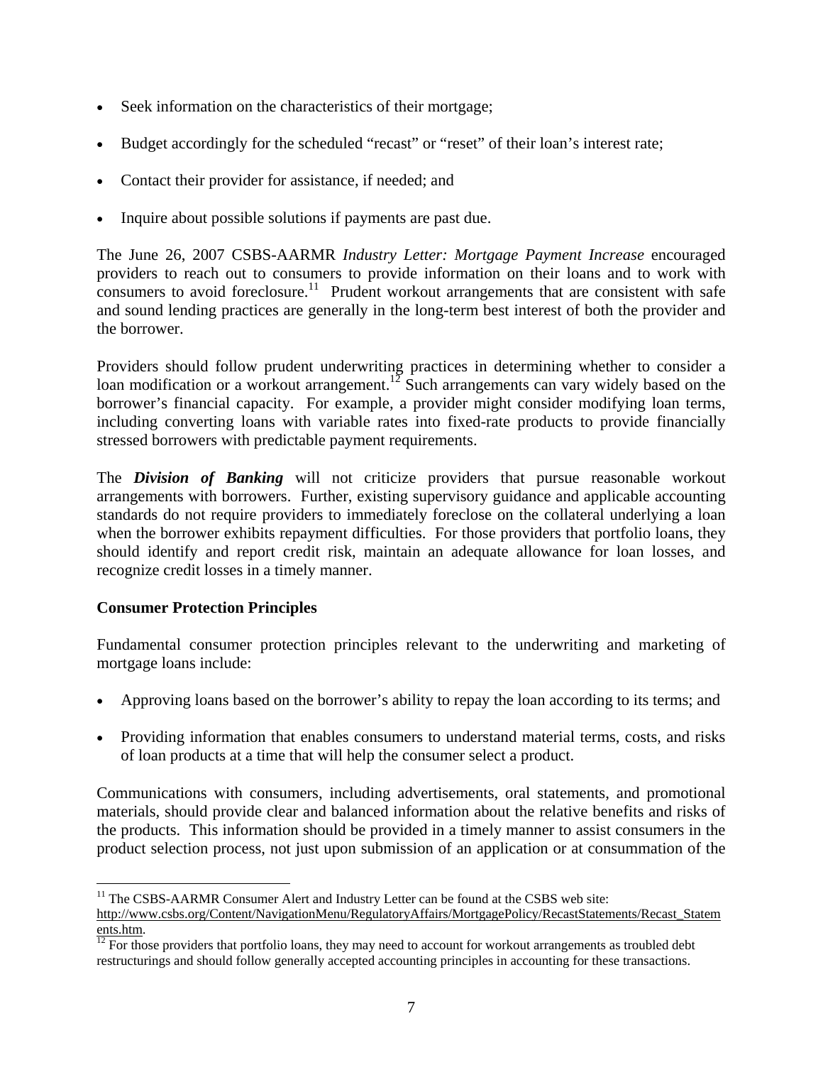- Seek information on the characteristics of their mortgage;
- Budget accordingly for the scheduled "recast" or "reset" of their loan's interest rate;
- Contact their provider for assistance, if needed; and
- Inquire about possible solutions if payments are past due.

The June 26, 2007 CSBS-AARMR *Industry Letter: Mortgage Payment Increase* encouraged providers to reach out to consumers to provide information on their loans and to work with consumers to avoid foreclosure.[11] Prudent workout arrangements that are consistent with safe and sound lending practices are generally in the long-term best interest of both the provider and the borrower.

Providers should follow prudent underwriting practices in determining whether to consider a loan modification or a workout arrangement.[12] Such arrangements can vary widely based on the borrower's financial capacity. For example, a provider might consider modifying loan terms, including converting loans with variable rates into fixed-rate products to provide financially stressed borrowers with predictable payment requirements.

The ***Division of Banking*** will not criticize providers that pursue reasonable workout arrangements with borrowers. Further, existing supervisory guidance and applicable accounting standards do not require providers to immediately foreclose on the collateral underlying a loan when the borrower exhibits repayment difficulties. For those providers that portfolio loans, they should identify and report credit risk, maintain an adequate allowance for loan losses, and recognize credit losses in a timely manner.

**Consumer Protection Principles**

Fundamental consumer protection principles relevant to the underwriting and marketing of mortgage loans include:

- Approving loans based on the borrower's ability to repay the loan according to its terms; and
- Providing information that enables consumers to understand material terms, costs, and risks of loan products at a time that will help the consumer select a product.

Communications with consumers, including advertisements, oral statements, and promotional materials, should provide clear and balanced information about the relative benefits and risks of the products. This information should be provided in a timely manner to assist consumers in the product selection process, not just upon submission of an application or at consummation of the

---

[11] The CSBS-AARMR Consumer Alert and Industry Letter can be found at the CSBS web site: http://www.csbs.org/Content/NavigationMenu/RegulatoryAffairs/MortgagePolicy/RecastStatements/Recast_Statements.htm.

[12] For those providers that portfolio loans, they may need to account for workout arrangements as troubled debt restructurings and should follow generally accepted accounting principles in accounting for these transactions.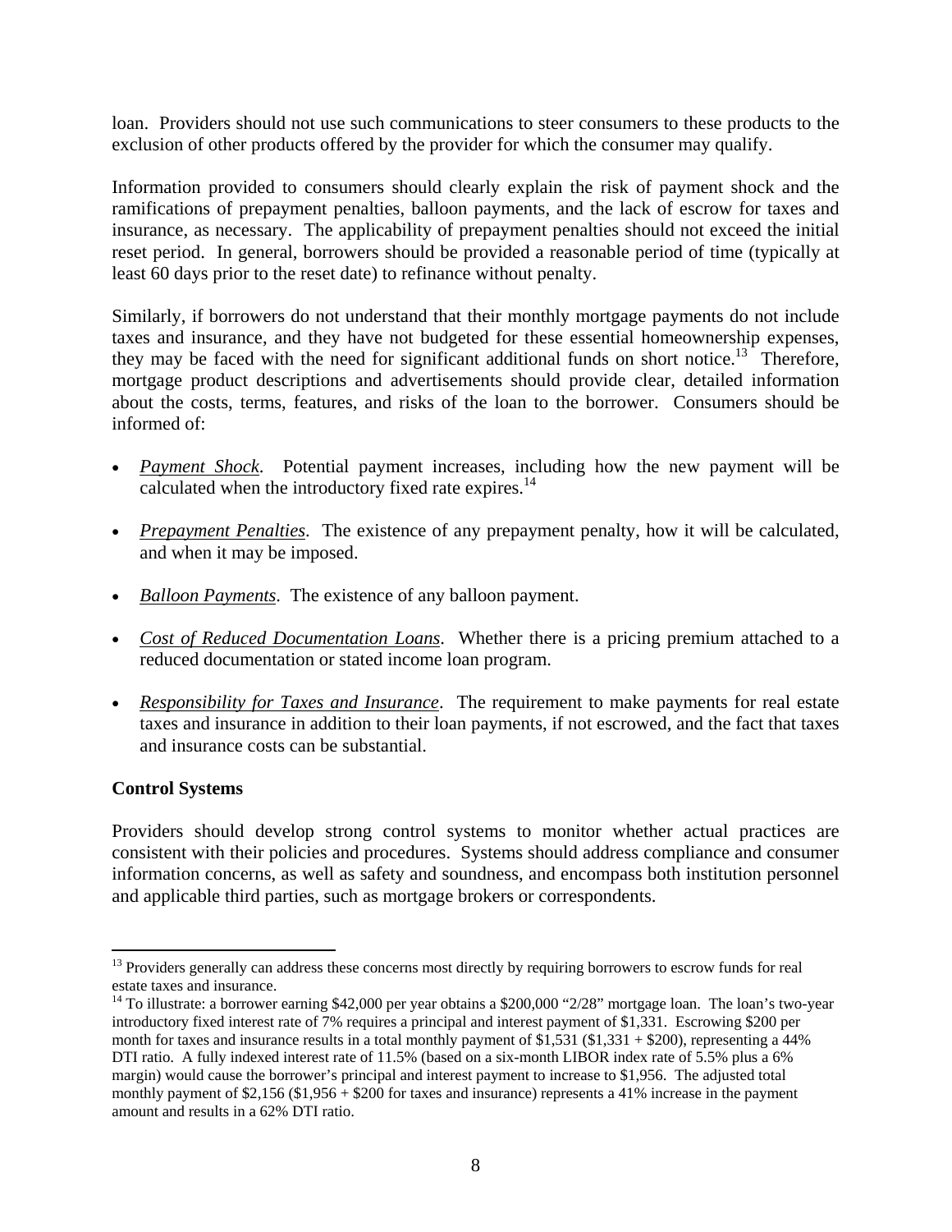loan. Providers should not use such communications to steer consumers to these products to the exclusion of other products offered by the provider for which the consumer may qualify.

Information provided to consumers should clearly explain the risk of payment shock and the ramifications of prepayment penalties, balloon payments, and the lack of escrow for taxes and insurance, as necessary. The applicability of prepayment penalties should not exceed the initial reset period. In general, borrowers should be provided a reasonable period of time (typically at least 60 days prior to the reset date) to refinance without penalty.

Similarly, if borrowers do not understand that their monthly mortgage payments do not include taxes and insurance, and they have not budgeted for these essential homeownership expenses, they may be faced with the need for significant additional funds on short notice.[13] Therefore, mortgage product descriptions and advertisements should provide clear, detailed information about the costs, terms, features, and risks of the loan to the borrower. Consumers should be informed of:

- *Payment Shock*. Potential payment increases, including how the new payment will be calculated when the introductory fixed rate expires.[14]
- *Prepayment Penalties*. The existence of any prepayment penalty, how it will be calculated, and when it may be imposed.
- *Balloon Payments*. The existence of any balloon payment.
- *Cost of Reduced Documentation Loans*. Whether there is a pricing premium attached to a reduced documentation or stated income loan program.
- *Responsibility for Taxes and Insurance*. The requirement to make payments for real estate taxes and insurance in addition to their loan payments, if not escrowed, and the fact that taxes and insurance costs can be substantial.

**Control Systems**

Providers should develop strong control systems to monitor whether actual practices are consistent with their policies and procedures. Systems should address compliance and consumer information concerns, as well as safety and soundness, and encompass both institution personnel and applicable third parties, such as mortgage brokers or correspondents.

---

[13] Providers generally can address these concerns most directly by requiring borrowers to escrow funds for real estate taxes and insurance.

[14] To illustrate: a borrower earning $42,000 per year obtains a $200,000 "2/28" mortgage loan. The loan's two-year introductory fixed interest rate of 7% requires a principal and interest payment of $1,331. Escrowing $200 per month for taxes and insurance results in a total monthly payment of $1,531 ($1,331 + $200), representing a 44% DTI ratio. A fully indexed interest rate of 11.5% (based on a six-month LIBOR index rate of 5.5% plus a 6% margin) would cause the borrower's principal and interest payment to increase to $1,956. The adjusted total monthly payment of $2,156 ($1,956 + $200 for taxes and insurance) represents a 41% increase in the payment amount and results in a 62% DTI ratio.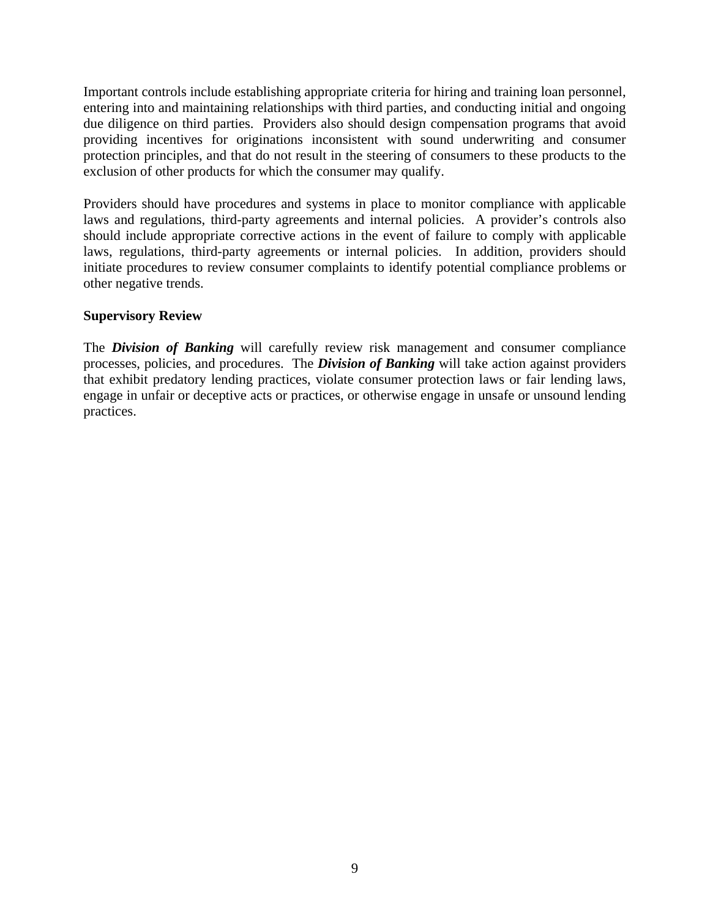Important controls include establishing appropriate criteria for hiring and training loan personnel, entering into and maintaining relationships with third parties, and conducting initial and ongoing due diligence on third parties. Providers also should design compensation programs that avoid providing incentives for originations inconsistent with sound underwriting and consumer protection principles, and that do not result in the steering of consumers to these products to the exclusion of other products for which the consumer may qualify.

Providers should have procedures and systems in place to monitor compliance with applicable laws and regulations, third-party agreements and internal policies. A provider's controls also should include appropriate corrective actions in the event of failure to comply with applicable laws, regulations, third-party agreements or internal policies. In addition, providers should initiate procedures to review consumer complaints to identify potential compliance problems or other negative trends.

**Supervisory Review**

The ***Division of Banking*** will carefully review risk management and consumer compliance processes, policies, and procedures. The ***Division of Banking*** will take action against providers that exhibit predatory lending practices, violate consumer protection laws or fair lending laws, engage in unfair or deceptive acts or practices, or otherwise engage in unsafe or unsound lending practices.